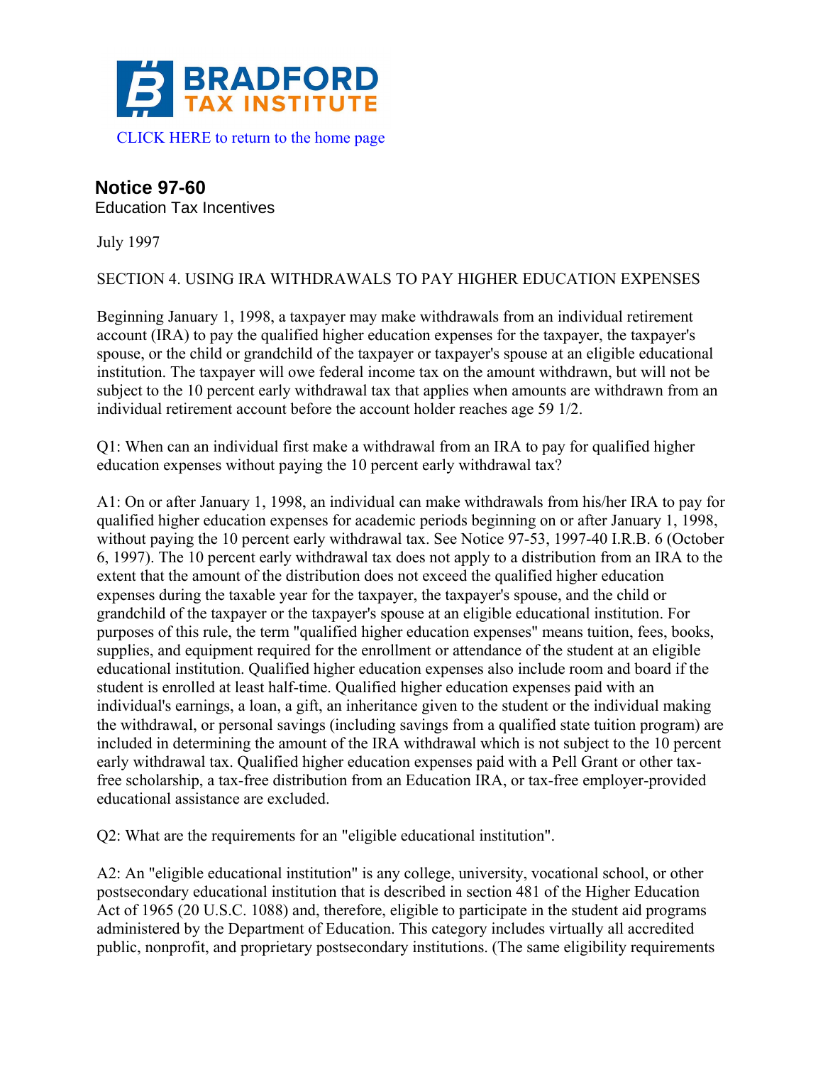**BRADFORD TAX INSTITUTE**

CLICK HERE to return to the home page

# Notice 97-60

Education Tax Incentives

July 1997

SECTION 4. USING IRA WITHDRAWALS TO PAY HIGHER EDUCATION EXPENSES

Beginning January 1, 1998, a taxpayer may make withdrawals from an individual retirement account (IRA) to pay the qualified higher education expenses for the taxpayer, the taxpayer's spouse, or the child or grandchild of the taxpayer or taxpayer's spouse at an eligible educational institution. The taxpayer will owe federal income tax on the amount withdrawn, but will not be subject to the 10 percent early withdrawal tax that applies when amounts are withdrawn from an individual retirement account before the account holder reaches age 59 1/2.

Q1: When can an individual first make a withdrawal from an IRA to pay for qualified higher education expenses without paying the 10 percent early withdrawal tax?

A1: On or after January 1, 1998, an individual can make withdrawals from his/her IRA to pay for qualified higher education expenses for academic periods beginning on or after January 1, 1998, without paying the 10 percent early withdrawal tax. See Notice 97-53, 1997-40 I.R.B. 6 (October 6, 1997). The 10 percent early withdrawal tax does not apply to a distribution from an IRA to the extent that the amount of the distribution does not exceed the qualified higher education expenses during the taxable year for the taxpayer, the taxpayer's spouse, and the child or grandchild of the taxpayer or the taxpayer's spouse at an eligible educational institution. For purposes of this rule, the term "qualified higher education expenses" means tuition, fees, books, supplies, and equipment required for the enrollment or attendance of the student at an eligible educational institution. Qualified higher education expenses also include room and board if the student is enrolled at least half-time. Qualified higher education expenses paid with an individual's earnings, a loan, a gift, an inheritance given to the student or the individual making the withdrawal, or personal savings (including savings from a qualified state tuition program) are included in determining the amount of the IRA withdrawal which is not subject to the 10 percent early withdrawal tax. Qualified higher education expenses paid with a Pell Grant or other tax-free scholarship, a tax-free distribution from an Education IRA, or tax-free employer-provided educational assistance are excluded.

Q2: What are the requirements for an "eligible educational institution".

A2: An "eligible educational institution" is any college, university, vocational school, or other postsecondary educational institution that is described in section 481 of the Higher Education Act of 1965 (20 U.S.C. 1088) and, therefore, eligible to participate in the student aid programs administered by the Department of Education. This category includes virtually all accredited public, nonprofit, and proprietary postsecondary institutions. (The same eligibility requirements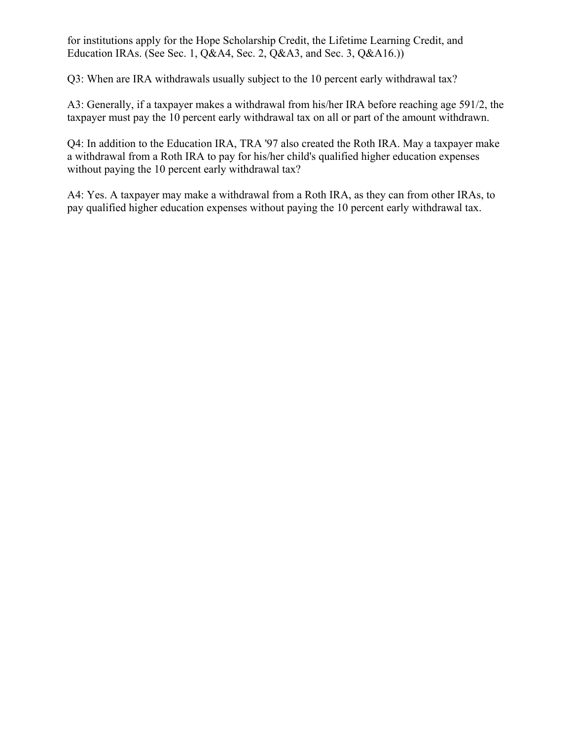for institutions apply for the Hope Scholarship Credit, the Lifetime Learning Credit, and Education IRAs. (See Sec. 1, Q&A4, Sec. 2, Q&A3, and Sec. 3, Q&A16.))

Q3: When are IRA withdrawals usually subject to the 10 percent early withdrawal tax?

A3: Generally, if a taxpayer makes a withdrawal from his/her IRA before reaching age 591/2, the taxpayer must pay the 10 percent early withdrawal tax on all or part of the amount withdrawn.

Q4: In addition to the Education IRA, TRA '97 also created the Roth IRA. May a taxpayer make a withdrawal from a Roth IRA to pay for his/her child's qualified higher education expenses without paying the 10 percent early withdrawal tax?

A4: Yes. A taxpayer may make a withdrawal from a Roth IRA, as they can from other IRAs, to pay qualified higher education expenses without paying the 10 percent early withdrawal tax.